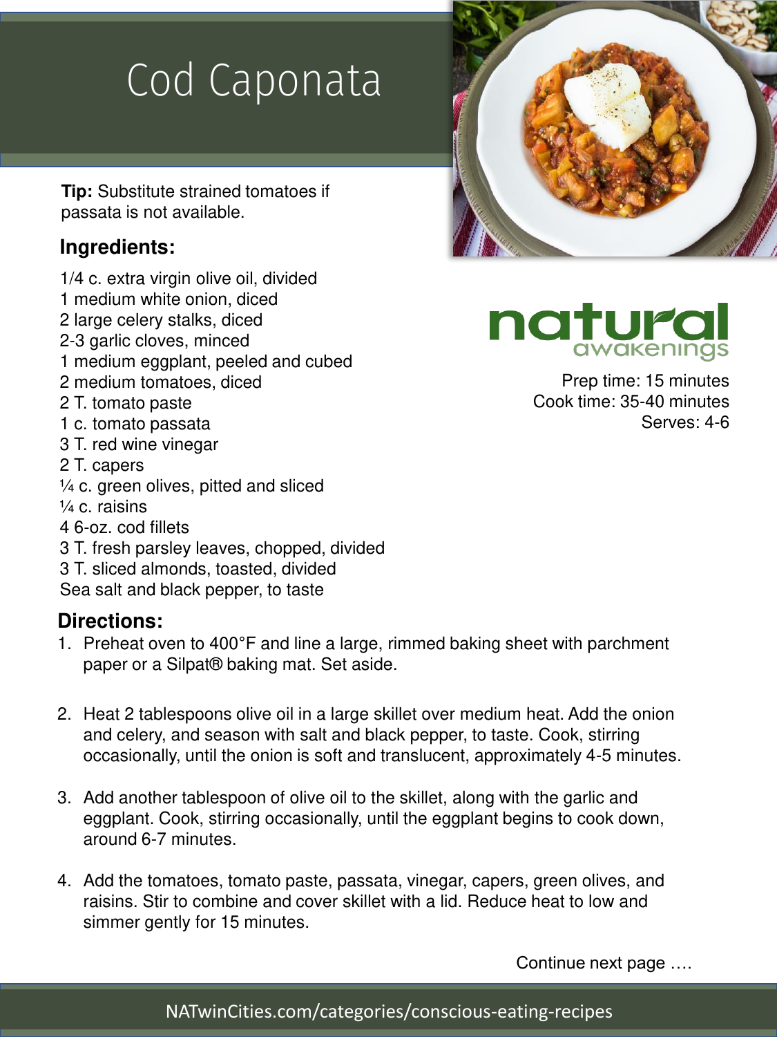# Cod Caponata

**Tip:** Substitute strained tomatoes if passata is not available.

natural awakenings

Prep time: 15 minutes
Cook time: 35-40 minutes
Serves: 4-6

## Ingredients:

1/4 c. extra virgin olive oil, divided
1 medium white onion, diced
2 large celery stalks, diced
2-3 garlic cloves, minced
1 medium eggplant, peeled and cubed
2 medium tomatoes, diced
2 T. tomato paste
1 c. tomato passata
3 T. red wine vinegar
2 T. capers
¼ c. green olives, pitted and sliced
¼ c. raisins
4 6-oz. cod fillets
3 T. fresh parsley leaves, chopped, divided
3 T. sliced almonds, toasted, divided
Sea salt and black pepper, to taste

## Directions:

1. Preheat oven to 400°F and line a large, rimmed baking sheet with parchment paper or a Silpat® baking mat. Set aside.

2. Heat 2 tablespoons olive oil in a large skillet over medium heat. Add the onion and celery, and season with salt and black pepper, to taste. Cook, stirring occasionally, until the onion is soft and translucent, approximately 4-5 minutes.

3. Add another tablespoon of olive oil to the skillet, along with the garlic and eggplant. Cook, stirring occasionally, until the eggplant begins to cook down, around 6-7 minutes.

4. Add the tomatoes, tomato paste, passata, vinegar, capers, green olives, and raisins. Stir to combine and cover skillet with a lid. Reduce heat to low and simmer gently for 15 minutes.

Continue next page ….

NATwinCities.com/categories/conscious-eating-recipes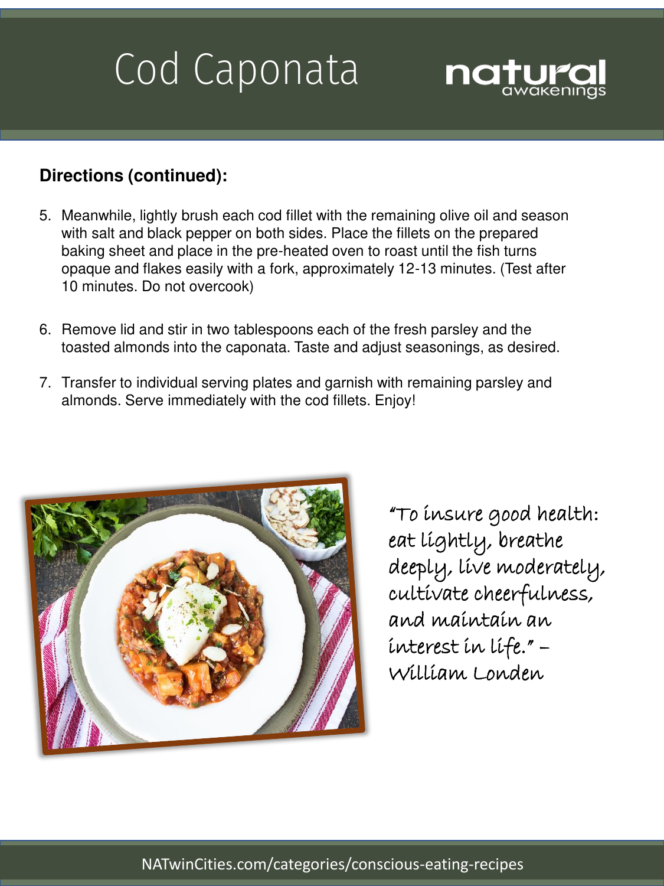# Cod Caponata

natural awakenings

**Directions (continued):**

5. Meanwhile, lightly brush each cod fillet with the remaining olive oil and season with salt and black pepper on both sides. Place the fillets on the prepared baking sheet and place in the pre-heated oven to roast until the fish turns opaque and flakes easily with a fork, approximately 12-13 minutes. (Test after 10 minutes. Do not overcook)

6. Remove lid and stir in two tablespoons each of the fresh parsley and the toasted almonds into the caponata. Taste and adjust seasonings, as desired.

7. Transfer to individual serving plates and garnish with remaining parsley and almonds. Serve immediately with the cod fillets. Enjoy!

"To insure good health: eat lightly, breathe deeply, live moderately, cultivate cheerfulness, and maintain an interest in life." – William Londen

NATwinCities.com/categories/conscious-eating-recipes